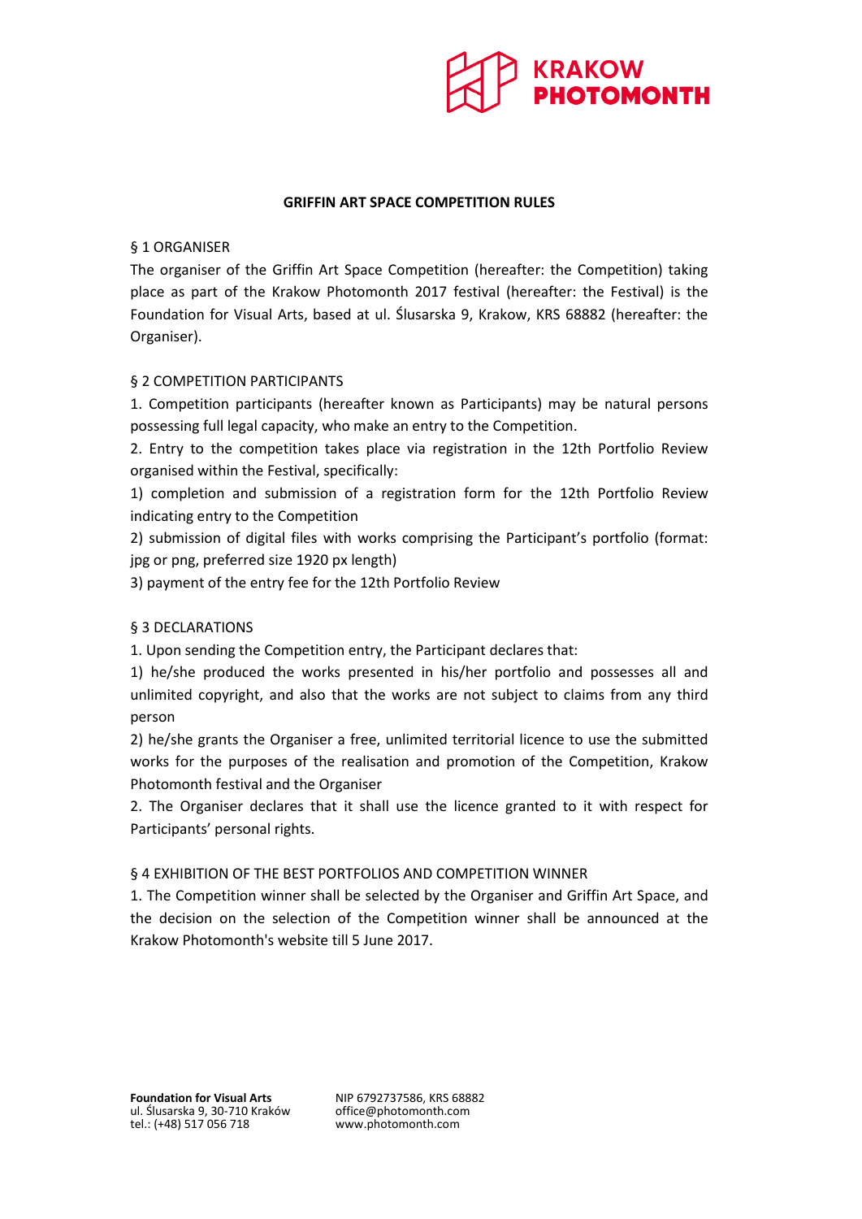# GRIFFIN ART SPACE COMPETITION RULES

## § 1 ORGANISER

The organiser of the Griffin Art Space Competition (hereafter: the Competition) taking place as part of the Krakow Photomonth 2017 festival (hereafter: the Festival) is the Foundation for Visual Arts, based at ul. Ślusarska 9, Krakow, KRS 68882 (hereafter: the Organiser).

## § 2 COMPETITION PARTICIPANTS

1. Competition participants (hereafter known as Participants) may be natural persons possessing full legal capacity, who make an entry to the Competition.
2. Entry to the competition takes place via registration in the 12th Portfolio Review organised within the Festival, specifically:

1) completion and submission of a registration form for the 12th Portfolio Review indicating entry to the Competition
2) submission of digital files with works comprising the Participant's portfolio (format: jpg or png, preferred size 1920 px length)
3) payment of the entry fee for the 12th Portfolio Review

## § 3 DECLARATIONS

1. Upon sending the Competition entry, the Participant declares that:

1) he/she produced the works presented in his/her portfolio and possesses all and unlimited copyright, and also that the works are not subject to claims from any third person
2) he/she grants the Organiser a free, unlimited territorial licence to use the submitted works for the purposes of the realisation and promotion of the Competition, Krakow Photomonth festival and the Organiser

2. The Organiser declares that it shall use the licence granted to it with respect for Participants' personal rights.

## § 4 EXHIBITION OF THE BEST PORTFOLIOS AND COMPETITION WINNER

1. The Competition winner shall be selected by the Organiser and Griffin Art Space, and the decision on the selection of the Competition winner shall be announced at the Krakow Photomonth's website till 5 June 2017.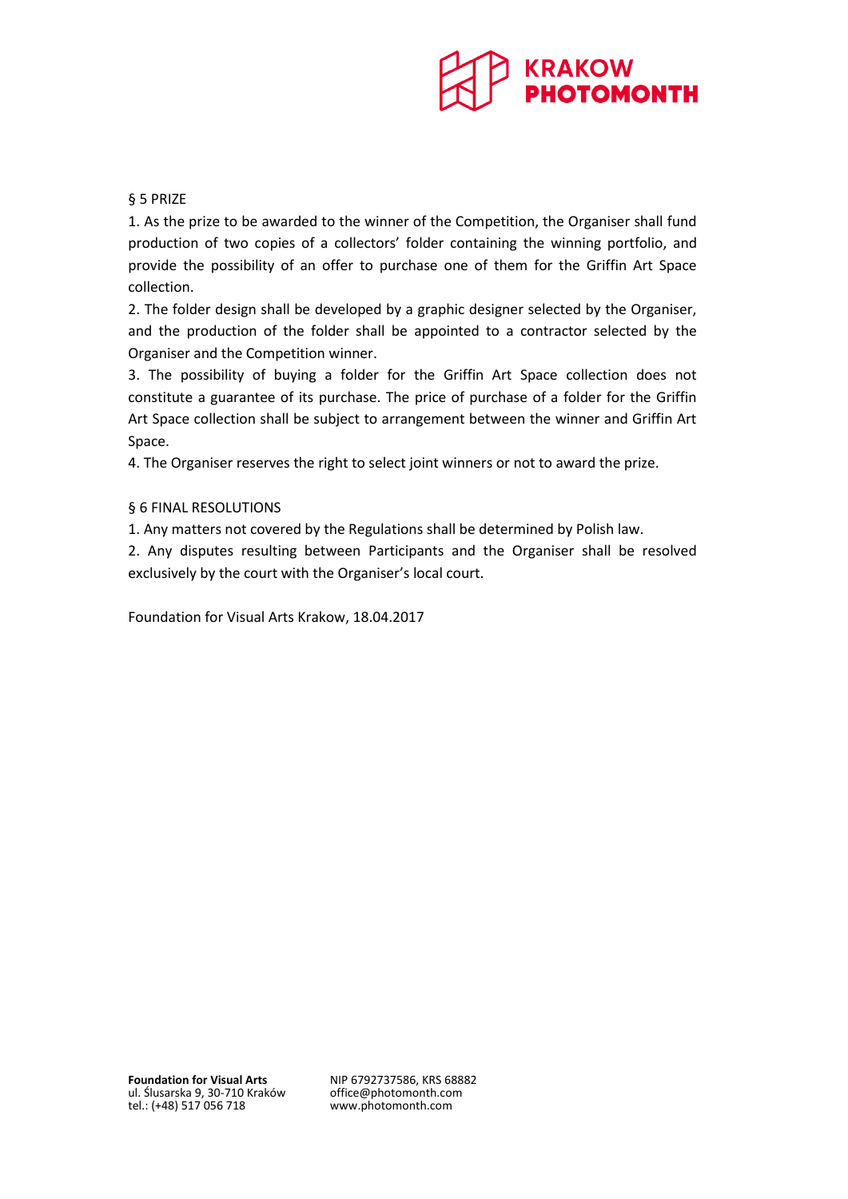## § 5 PRIZE

1. As the prize to be awarded to the winner of the Competition, the Organiser shall fund production of two copies of a collectors' folder containing the winning portfolio, and provide the possibility of an offer to purchase one of them for the Griffin Art Space collection.
2. The folder design shall be developed by a graphic designer selected by the Organiser, and the production of the folder shall be appointed to a contractor selected by the Organiser and the Competition winner.
3. The possibility of buying a folder for the Griffin Art Space collection does not constitute a guarantee of its purchase. The price of purchase of a folder for the Griffin Art Space collection shall be subject to arrangement between the winner and Griffin Art Space.
4. The Organiser reserves the right to select joint winners or not to award the prize.

## § 6 FINAL RESOLUTIONS

1. Any matters not covered by the Regulations shall be determined by Polish law.
2. Any disputes resulting between Participants and the Organiser shall be resolved exclusively by the court with the Organiser's local court.

Foundation for Visual Arts Krakow, 18.04.2017